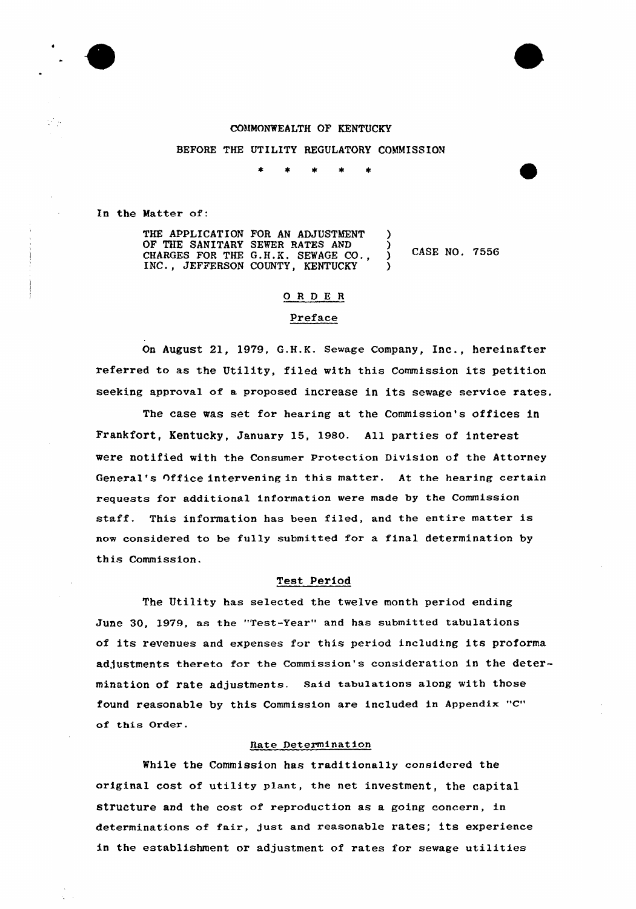COMMONWEALTH OF KENTUCKY

BEFORE THE UTILITY REGULATORY COMMISSION

\* \* \* \* \*

In the Matter of:

THE APPLICATION FOR AN ADJUSTMENT OF THE SANITARY SEWER RATES AND CHARGES FOR THE G.H.K. SEWAGE CO., INC., JEFFERSON COUNTY, KENTUCKY ) CASE NO. 7556

# ORDER

## Preface

On August 21, 1979, G.H.K. Sewage Company, Inc., hereinafter referred to as the Utility, filed with this Commission its petition seeking approval of a proposed increase in its sewage service rates.

The case was set for hearing at the Commission's offices in Frankfort, Kentucky, January 15, 1980. All parties of interest were notified with the Consumer Protection Division of the Attorney General's Office intervening in this matter. At the hearing certain requests for additional information were made by the Commission staff. This information has been filed, and the entire matter is now considered to be fully submitted for a final determination by this Commission.

## Test Period

The Utility has selected the twelve month period ending June 30, 1979, as the "Test-Year" and has submitted tabulations of its revenues and expenses for this period including its proforma adjustments thereto for the Commission's consideration in the determination of rate adjustments. Said tabulations along with those found reasonable by this Commission are included in Appendix "C" of this Order.

## Rate Determination

While the Commission has traditionally considered the original cost of utility plant, the net investment, the capital structure and the cost of reproduction as a going concern, in determinations of fair, just and reasonable rates; its experience in the establishment or adjustment of rates for sewage utilities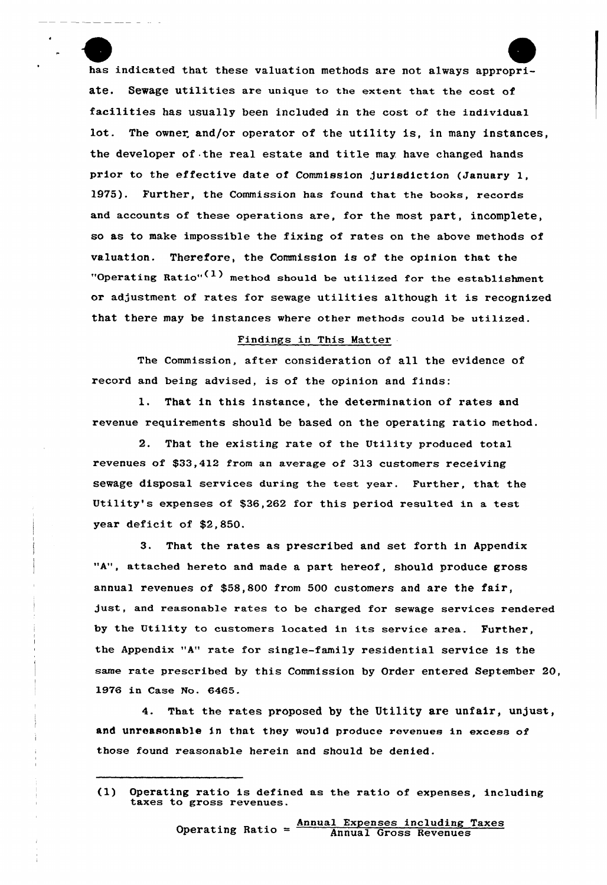has indicated that these valuation methods are not always appropriate. Sewage utilities are unique to the extent that the cost of facilities has usually been included in the cost of the individual lot. The owner and/or operator of the utility is, in many instances, the developer of the real estate and title may have changed hands prior to the effective date of Commission jurisdiction (January 1, 1975). Further, the Commission has found that the books, records and accounts of these operations are, for the most part, incomplete, so as to make impossible the fixing of rates on the above methods of valuation. Therefore, the Commission is of the opinion that the "Operating Ratio"[1] method should be utilized for the establishment or adjustment of rates for sewage utilities although it is recognized that there may be instances where other methods could be utilized.

## Findings in This Matter

The Commission, after consideration of all the evidence of record and being advised, is of the opinion and finds:

1. That in this instance, the determination of rates and revenue requirements should be based on the operating ratio method.

2. That the existing rate of the Utility produced total revenues of $33,412 from an average of 313 customers receiving sewage disposal services during the test year. Further, that the Utility's expenses of $36,262 for this period resulted in a test year deficit of $2,850.

3. That the rates as prescribed and set forth in Appendix "A", attached hereto and made a part hereof, should produce gross annual revenues of $58,800 from 500 customers and are the fair, just, and reasonable rates to be charged for sewage services rendered by the Utility to customers located in its service area. Further, the Appendix "A" rate for single-family residential service is the same rate prescribed by this Commission by Order entered September 20, 1976 in Case No. 6465.

4. That the rates proposed by the Utility are unfair, unjust, and unreasonable in that they would produce revenues in excess of those found reasonable herein and should be denied.

---

(1) Operating ratio is defined as the ratio of expenses, including taxes to gross revenues.

$$\text{Operating Ratio} = \frac{\text{Annual Expenses including Taxes}}{\text{Annual Gross Revenues}}$$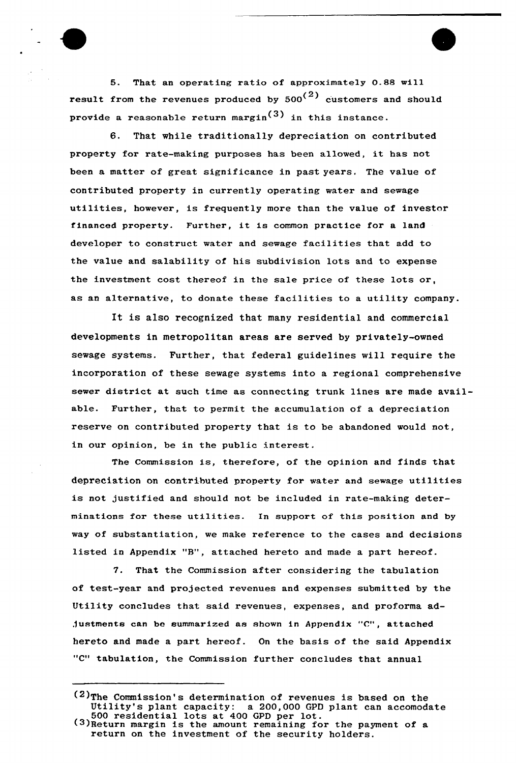5. That an operating ratio of approximately 0.88 will result from the revenues produced by 500[2] customers and should provide a reasonable return margin[3] in this instance.

6. That while traditionally depreciation on contributed property for rate-making purposes has been allowed, it has not been a matter of great significance in past years. The value of contributed property in currently operating water and sewage utilities, however, is frequently more than the value of investor financed property. Further, it is common practice for a land developer to construct water and sewage facilities that add to the value and salability of his subdivision lots and to expense the investment cost thereof in the sale price of these lots or, as an alternative, to donate these facilities to a utility company.

It is also recognized that many residential and commercial developments in metropolitan areas are served by privately-owned sewage systems. Further, that federal guidelines will require the incorporation of these sewage systems into a regional comprehensive sewer district at such time as connecting trunk lines are made available. Further, that to permit the accumulation of a depreciation reserve on contributed property that is to be abandoned would not, in our opinion, be in the public interest.

The Commission is, therefore, of the opinion and finds that depreciation on contributed property for water and sewage utilities is not justified and should not be included in rate-making determinations for these utilities. In support of this position and by way of substantiation, we make reference to the cases and decisions listed in Appendix "B", attached hereto and made a part hereof.

7. That the Commission after considering the tabulation of test-year and projected revenues and expenses submitted by the Utility concludes that said revenues, expenses, and proforma adjustments can be summarized as shown in Appendix "C", attached hereto and made a part hereof. On the basis of the said Appendix "C" tabulation, the Commission further concludes that annual

---

[2] The Commission's determination of revenues is based on the Utility's plant capacity: a 200,000 GPD plant can accomodate 500 residential lots at 400 GPD per lot.

[3] Return margin is the amount remaining for the payment of a return on the investment of the security holders.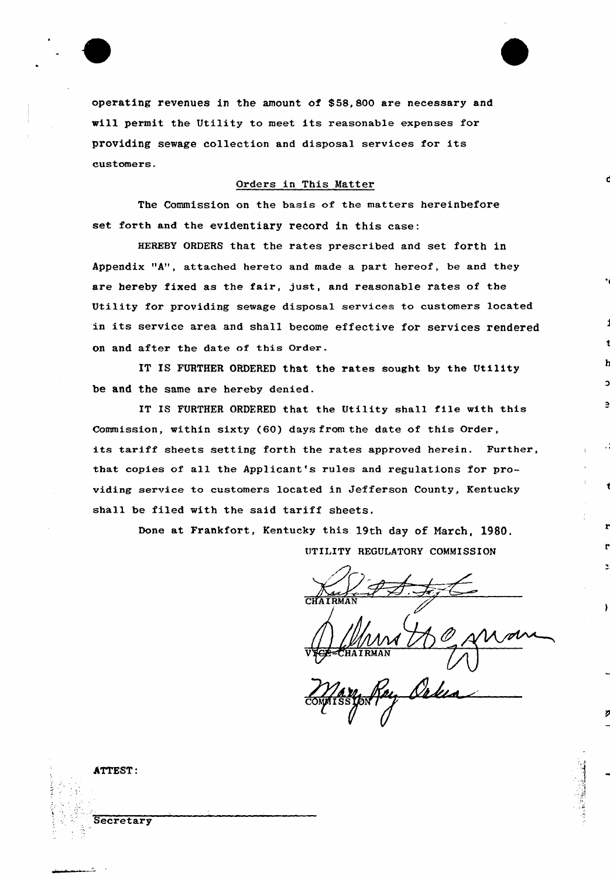operating revenues in the amount of $58,800 are necessary and will permit the Utility to meet its reasonable expenses for providing sewage collection and disposal services for its customers.

## Orders in This Matter

The Commission on the basis of the matters hereinbefore set forth and the evidentiary record in this case:

HEREBY ORDERS that the rates prescribed and set forth in Appendix "A", attached hereto and made a part hereof, be and they are hereby fixed as the fair, just, and reasonable rates of the Utility for providing sewage disposal services to customers located in its service area and shall become effective for services rendered on and after the date of this Order.

IT IS FURTHER ORDERED that the rates sought by the Utility be and the same are hereby denied.

IT IS FURTHER ORDERED that the Utility shall file with this Commission, within sixty (60) days from the date of this Order, its tariff sheets setting forth the rates approved herein. Further, that copies of all the Applicant's rules and regulations for providing service to customers located in Jefferson County, Kentucky shall be filed with the said tariff sheets.

Done at Frankfort, Kentucky this 19th day of March, 1980.

UTILITY REGULATORY COMMISSION

CHAIRMAN

VICE-CHAIRMAN

COMMISSION

ATTEST:

Secretary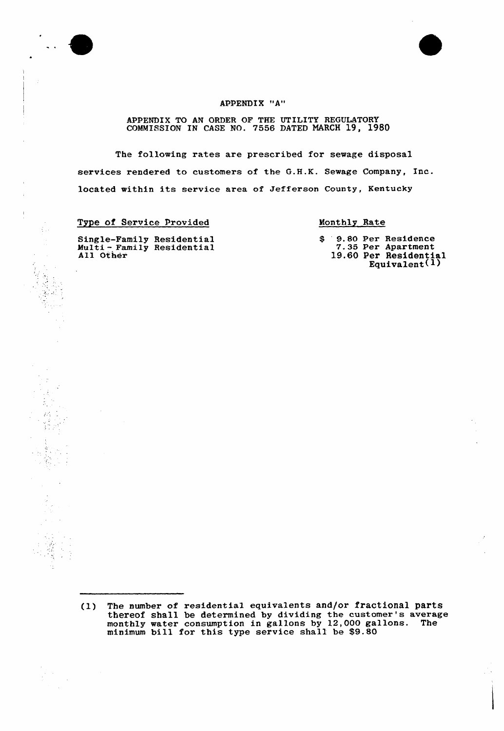APPENDIX "A"

APPENDIX TO AN ORDER OF THE UTILITY REGULATORY COMMISSION IN CASE NO. 7556 DATED MARCH 19, 1980

The following rates are prescribed for sewage disposal services rendered to customers of the G.H.K. Sewage Company, Inc. located within its service area of Jefferson County, Kentucky

| Type of Service Provided | Monthly Rate |
|---|---|
| Single-Family Residential | $ 9.80 Per Residence |
| Multi - Family Residential | 7.35 Per Apartment |
| All Other | 19.60 Per Residential Equivalent(1) |

(1) The number of residential equivalents and/or fractional parts thereof shall be determined by dividing the customer's average monthly water consumption in gallons by 12,000 gallons. The minimum bill for this type service shall be $9.80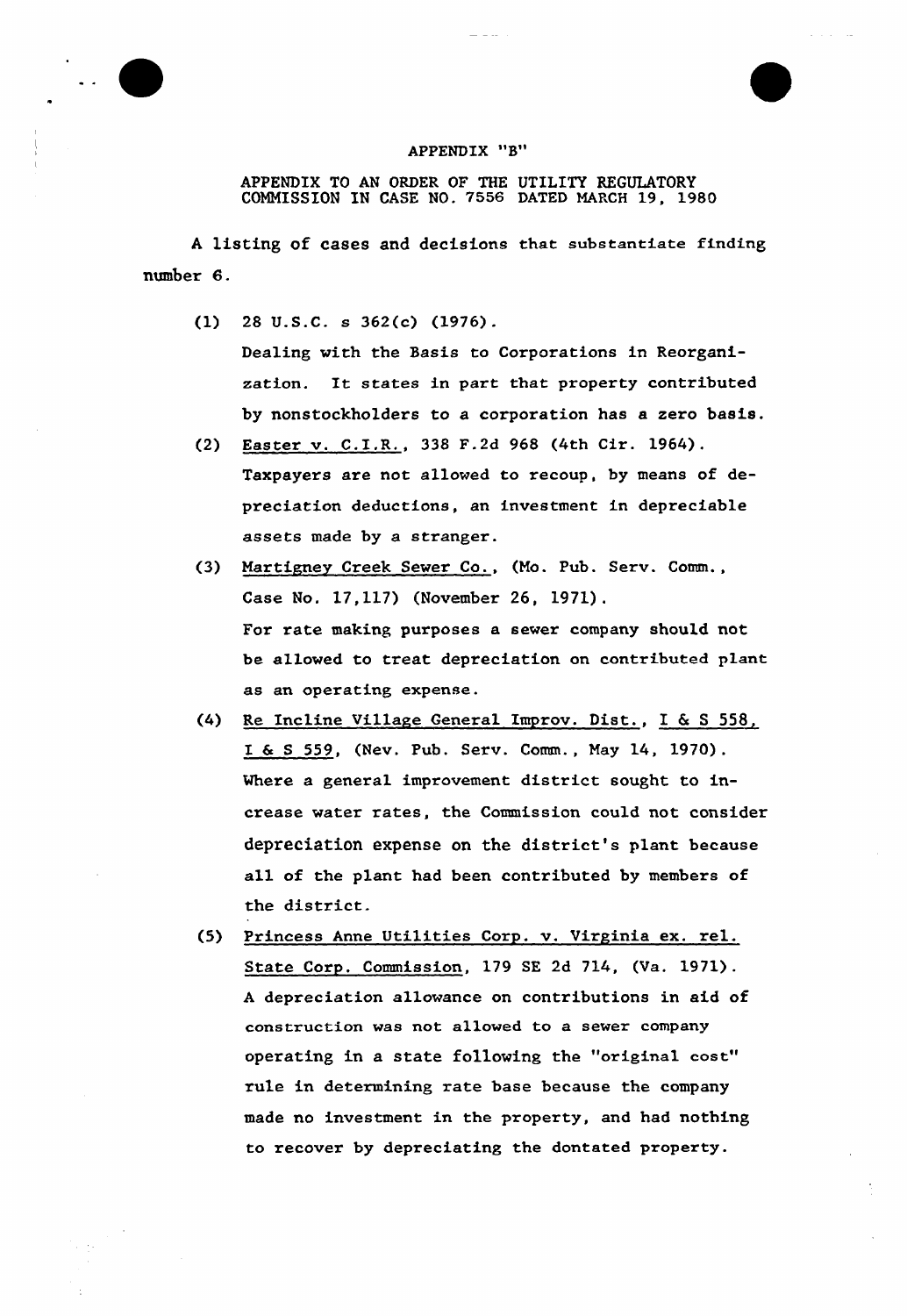APPENDIX "B"

APPENDIX TO AN ORDER OF THE UTILITY REGULATORY COMMISSION IN CASE NO. 7556 DATED MARCH 19, 1980

A listing of cases and decisions that substantiate finding number 6.

(1) 28 U.S.C. s 362(c) (1976).
Dealing with the Basis to Corporations in Reorganization. It states in part that property contributed by nonstockholders to a corporation has a zero basis.

(2) Easter v. C.I.R., 338 F.2d 968 (4th Cir. 1964).
Taxpayers are not allowed to recoup, by means of depreciation deductions, an investment in depreciable assets made by a stranger.

(3) Martigney Creek Sewer Co., (Mo. Pub. Serv. Comm., Case No. 17,117) (November 26, 1971).
For rate making purposes a sewer company should not be allowed to treat depreciation on contributed plant as an operating expense.

(4) Re Incline Village General Improv. Dist., I & S 558, I & S 559, (Nev. Pub. Serv. Comm., May 14, 1970).
Where a general improvement district sought to increase water rates, the Commission could not consider depreciation expense on the district's plant because all of the plant had been contributed by members of the district.

(5) Princess Anne Utilities Corp. v. Virginia ex. rel. State Corp. Commission, 179 SE 2d 714, (Va. 1971).
A depreciation allowance on contributions in aid of construction was not allowed to a sewer company operating in a state following the "original cost" rule in determining rate base because the company made no investment in the property, and had nothing to recover by depreciating the dontated property.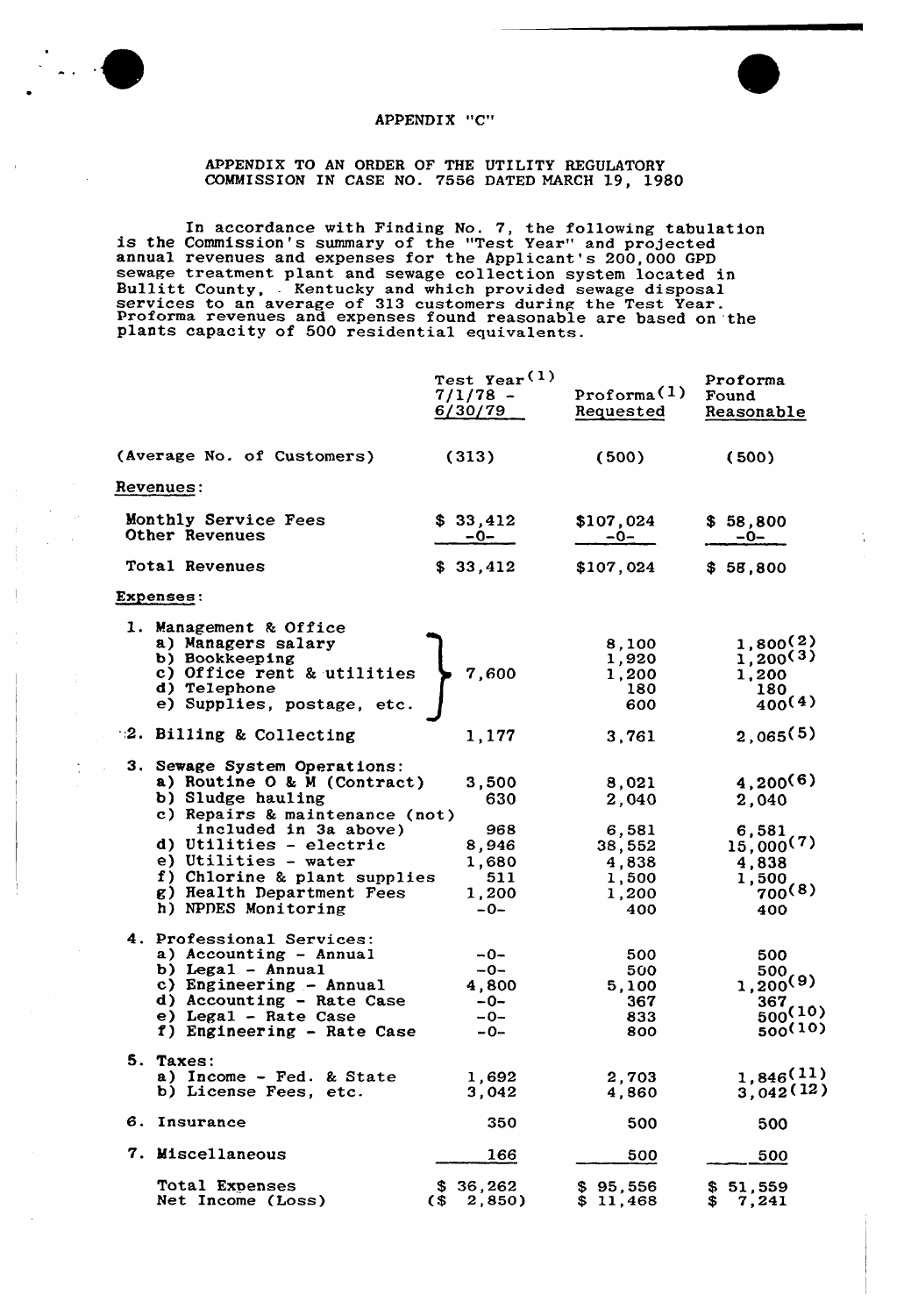APPENDIX "C"

APPENDIX TO AN ORDER OF THE UTILITY REGULATORY COMMISSION IN CASE NO. 7556 DATED MARCH 19, 1980

In accordance with Finding No. 7, the following tabulation is the Commission's summary of the "Test Year" and projected annual revenues and expenses for the Applicant's 200,000 GPD sewage treatment plant and sewage collection system located in Bullitt County, Kentucky and which provided sewage disposal services to an average of 313 customers during the Test Year. Proforma revenues and expenses found reasonable are based on the plants capacity of 500 residential equivalents.

| | Test Year(1) 7/1/78 - 6/30/79 | Proforma(1) Requested | Proforma Found Reasonable |
|---|---|---|---|
| (Average No. of Customers) | (313) | (500) | (500) |
| **Revenues:** | | | |
| Monthly Service Fees | $ 33,412 | $107,024 | $ 58,800 |
| Other Revenues | -0- | -0- | -0- |
| Total Revenues | $ 33,412 | $107,024 | $ 58,800 |
| **Expenses:** | | | |
| 1. Management & Office | | | |
| a) Managers salary | 7,600 (items a–e combined) | 8,100 | 1,800(2) |
| b) Bookkeeping | | 1,920 | 1,200(3) |
| c) Office rent & utilities | | 1,200 | 1,200 |
| d) Telephone | | 180 | 180 |
| e) Supplies, postage, etc. | | 600 | 400(4) |
| 2. Billing & Collecting | 1,177 | 3,761 | 2,065(5) |
| 3. Sewage System Operations: | | | |
| a) Routine O & M (Contract) | 3,500 | 8,021 | 4,200(6) |
| b) Sludge hauling | 630 | 2,040 | 2,040 |
| c) Repairs & maintenance (not included in 3a above) | 968 | 6,581 | 6,581 |
| d) Utilities - electric | 8,946 | 38,552 | 15,000(7) |
| e) Utilities - water | 1,680 | 4,838 | 4,838 |
| f) Chlorine & plant supplies | 511 | 1,500 | 1,500 |
| g) Health Department Fees | 1,200 | 1,200 | 700(8) |
| h) NPDES Monitoring | -0- | 400 | 400 |
| 4. Professional Services: | | | |
| a) Accounting - Annual | -0- | 500 | 500 |
| b) Legal - Annual | -0- | 500 | 500 |
| c) Engineering - Annual | 4,800 | 5,100 | 1,200(9) |
| d) Accounting - Rate Case | -0- | 367 | 367 |
| e) Legal - Rate Case | -0- | 833 | 500(10) |
| f) Engineering - Rate Case | -0- | 800 | 500(10) |
| 5. Taxes: | | | |
| a) Income - Fed. & State | 1,692 | 2,703 | 1,846(11) |
| b) License Fees, etc. | 3,042 | 4,860 | 3,042(12) |
| 6. Insurance | 350 | 500 | 500 |
| 7. Miscellaneous | 166 | 500 | 500 |
| Total Expenses | $ 36,262 | $ 95,556 | $ 51,559 |
| Net Income (Loss) | ($ 2,850) | $ 11,468 | $ 7,241 |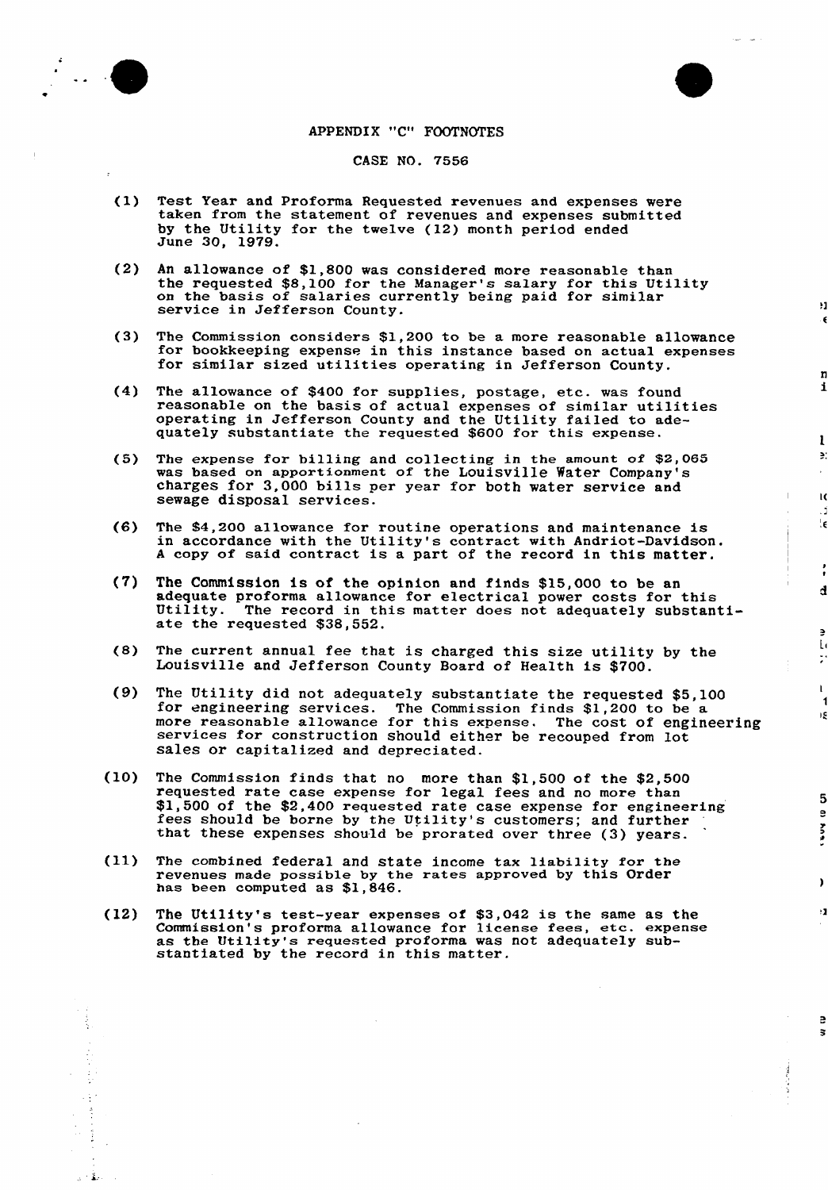# APPENDIX "C" FOOTNOTES

## CASE NO. 7556

(1) Test Year and Proforma Requested revenues and expenses were taken from the statement of revenues and expenses submitted by the Utility for the twelve (12) month period ended June 30, 1979.

(2) An allowance of $1,800 was considered more reasonable than the requested $8,100 for the Manager's salary for this Utility on the basis of salaries currently being paid for similar service in Jefferson County.

(3) The Commission considers $1,200 to be a more reasonable allowance for bookkeeping expense in this instance based on actual expenses for similar sized utilities operating in Jefferson County.

(4) The allowance of $400 for supplies, postage, etc. was found reasonable on the basis of actual expenses of similar utilities operating in Jefferson County and the Utility failed to adequately substantiate the requested $600 for this expense.

(5) The expense for billing and collecting in the amount of $2,065 was based on apportionment of the Louisville Water Company's charges for 3,000 bills per year for both water service and sewage disposal services.

(6) The $4,200 allowance for routine operations and maintenance is in accordance with the Utility's contract with Andriot-Davidson. A copy of said contract is a part of the record in this matter.

(7) The Commission is of the opinion and finds $15,000 to be an adequate proforma allowance for electrical power costs for this Utility. The record in this matter does not adequately substantiate the requested $38,552.

(8) The current annual fee that is charged this size utility by the Louisville and Jefferson County Board of Health is $700.

(9) The Utility did not adequately substantiate the requested $5,100 for engineering services. The Commission finds $1,200 to be a more reasonable allowance for this expense. The cost of engineering services for construction should either be recouped from lot sales or capitalized and depreciated.

(10) The Commission finds that no more than $1,500 of the $2,500 requested rate case expense for legal fees and no more than $1,500 of the $2,400 requested rate case expense for engineering fees should be borne by the Utility's customers; and further that these expenses should be prorated over three (3) years.

(11) The combined federal and state income tax liability for the revenues made possible by the rates approved by this Order has been computed as $1,846.

(12) The Utility's test-year expenses of $3,042 is the same as the Commission's proforma allowance for license fees, etc. expense as the Utility's requested proforma was not adequately substantiated by the record in this matter.